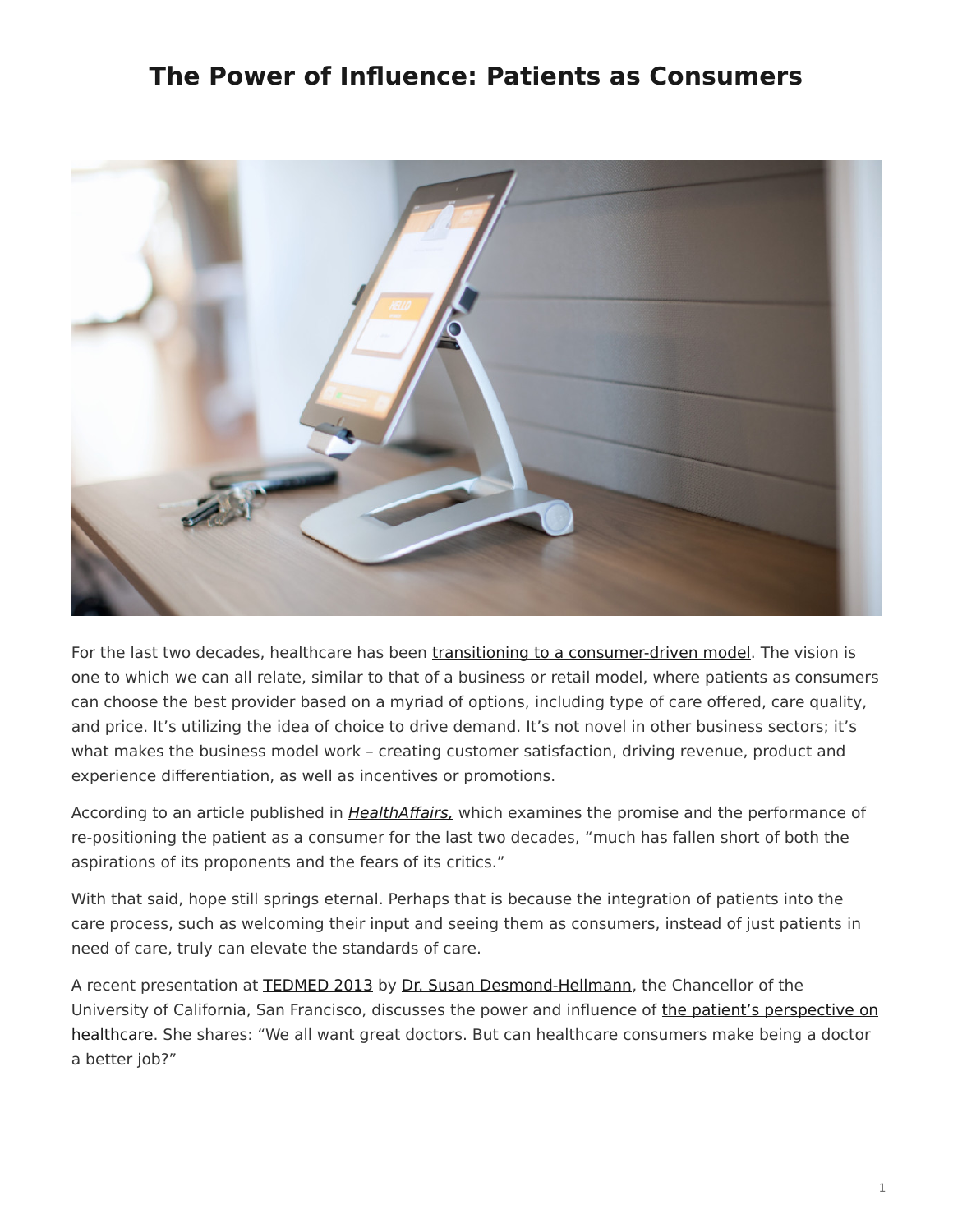# The Power of Influence: Patients as Consumers

For the last two decades, healthcare has been transitioning to a consumer-driven model. The vision is one to which we can all relate, similar to that of a business or retail model, where patients as consumers can choose the best provider based on a myriad of options, including type of care offered, care quality, and price. It's utilizing the idea of choice to drive demand. It's not novel in other business sectors; it's what makes the business model work – creating customer satisfaction, driving revenue, product and experience differentiation, as well as incentives or promotions.

According to an article published in *HealthAffairs,* which examines the promise and the performance of re-positioning the patient as a consumer for the last two decades, "much has fallen short of both the aspirations of its proponents and the fears of its critics."

With that said, hope still springs eternal. Perhaps that is because the integration of patients into the care process, such as welcoming their input and seeing them as consumers, instead of just patients in need of care, truly can elevate the standards of care.

A recent presentation at TEDMED 2013 by Dr. Susan Desmond-Hellmann, the Chancellor of the University of California, San Francisco, discusses the power and influence of the patient's perspective on healthcare. She shares: "We all want great doctors. But can healthcare consumers make being a doctor a better job?"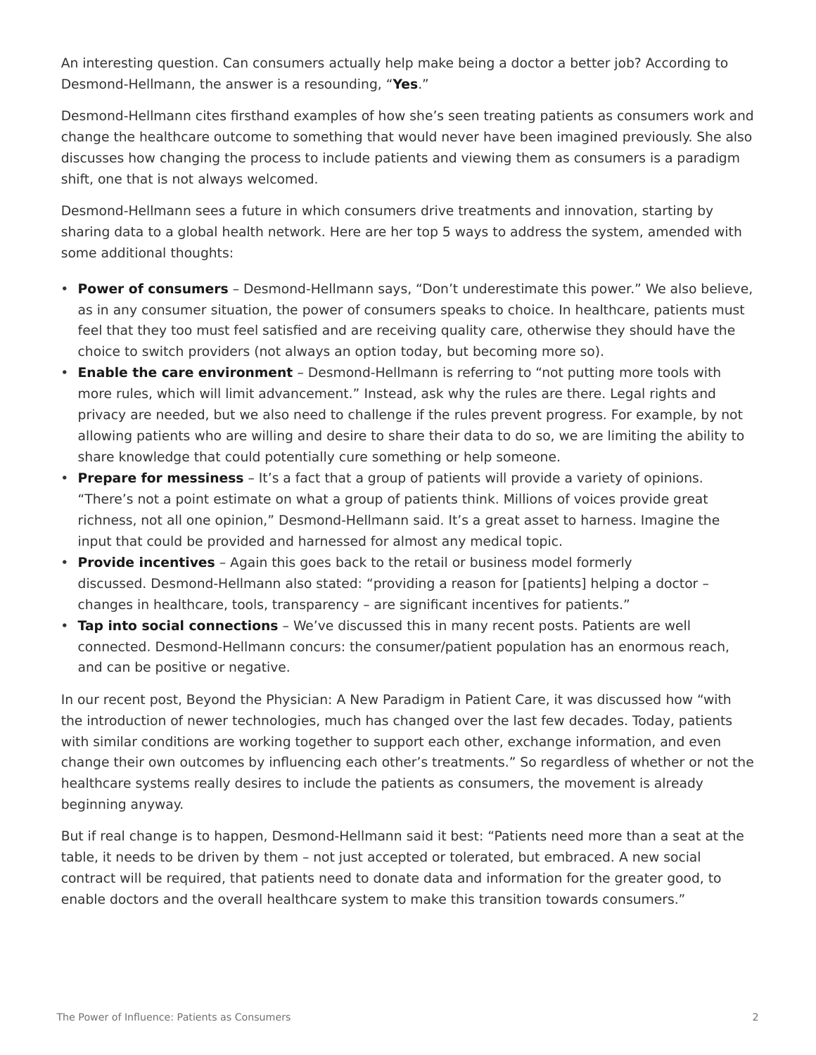An interesting question. Can consumers actually help make being a doctor a better job? According to Desmond-Hellmann, the answer is a resounding, "**Yes**."

Desmond-Hellmann cites firsthand examples of how she's seen treating patients as consumers work and change the healthcare outcome to something that would never have been imagined previously. She also discusses how changing the process to include patients and viewing them as consumers is a paradigm shift, one that is not always welcomed.

Desmond-Hellmann sees a future in which consumers drive treatments and innovation, starting by sharing data to a global health network. Here are her top 5 ways to address the system, amended with some additional thoughts:

- **Power of consumers** – Desmond-Hellmann says, "Don't underestimate this power." We also believe, as in any consumer situation, the power of consumers speaks to choice. In healthcare, patients must feel that they too must feel satisfied and are receiving quality care, otherwise they should have the choice to switch providers (not always an option today, but becoming more so).
- **Enable the care environment** – Desmond-Hellmann is referring to "not putting more tools with more rules, which will limit advancement." Instead, ask why the rules are there. Legal rights and privacy are needed, but we also need to challenge if the rules prevent progress. For example, by not allowing patients who are willing and desire to share their data to do so, we are limiting the ability to share knowledge that could potentially cure something or help someone.
- **Prepare for messiness** – It's a fact that a group of patients will provide a variety of opinions. "There's not a point estimate on what a group of patients think. Millions of voices provide great richness, not all one opinion," Desmond-Hellmann said. It's a great asset to harness. Imagine the input that could be provided and harnessed for almost any medical topic.
- **Provide incentives** – Again this goes back to the retail or business model formerly discussed. Desmond-Hellmann also stated: "providing a reason for [patients] helping a doctor – changes in healthcare, tools, transparency – are significant incentives for patients."
- **Tap into social connections** – We've discussed this in many recent posts. Patients are well connected. Desmond-Hellmann concurs: the consumer/patient population has an enormous reach, and can be positive or negative.

In our recent post, Beyond the Physician: A New Paradigm in Patient Care, it was discussed how "with the introduction of newer technologies, much has changed over the last few decades. Today, patients with similar conditions are working together to support each other, exchange information, and even change their own outcomes by influencing each other's treatments." So regardless of whether or not the healthcare systems really desires to include the patients as consumers, the movement is already beginning anyway.

But if real change is to happen, Desmond-Hellmann said it best: "Patients need more than a seat at the table, it needs to be driven by them – not just accepted or tolerated, but embraced. A new social contract will be required, that patients need to donate data and information for the greater good, to enable doctors and the overall healthcare system to make this transition towards consumers."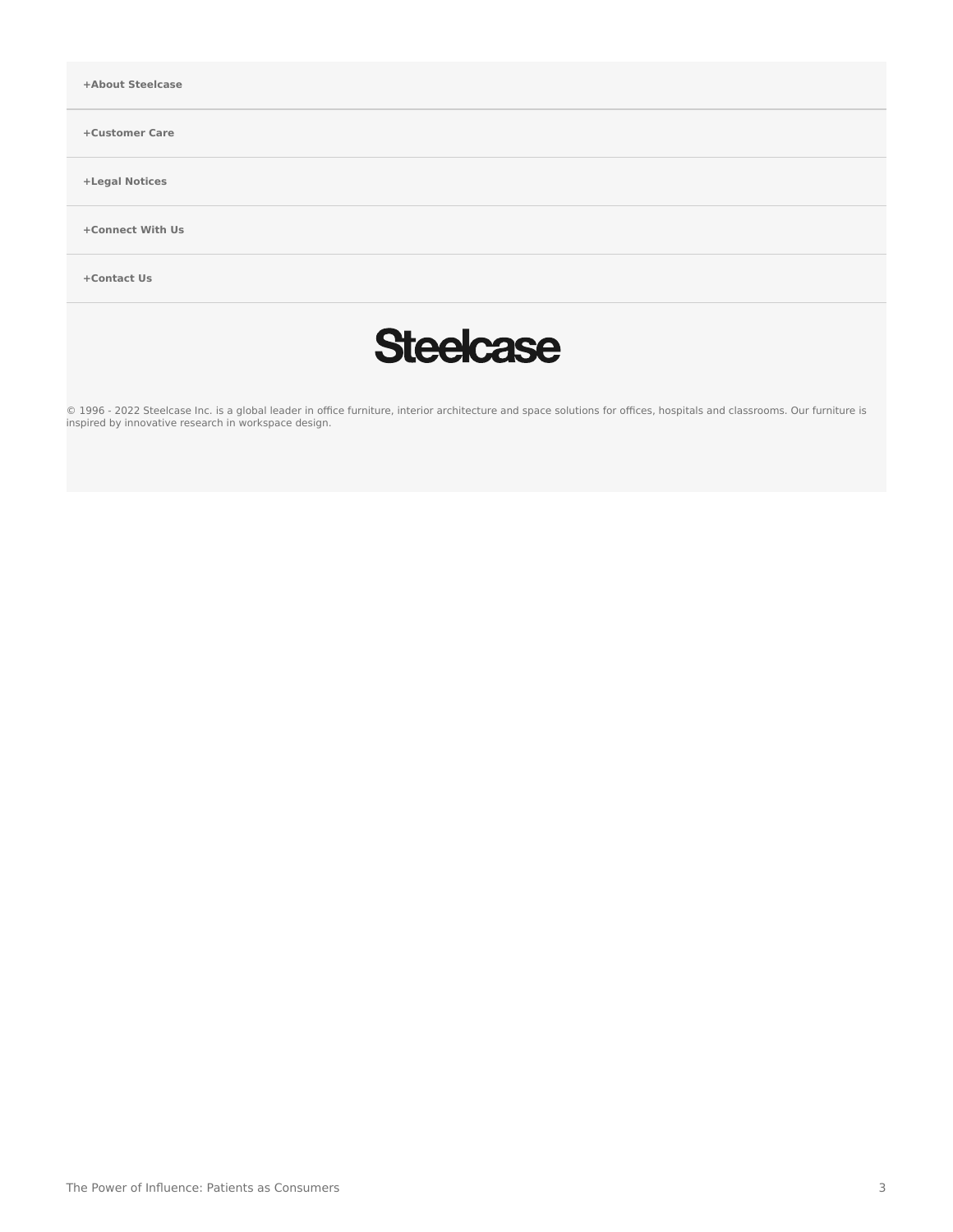**+About Steelcase**

**+Customer Care**

**+Legal Notices**

**+Connect With Us**

**+Contact Us**

Steelcase

© 1996 - 2022 Steelcase Inc. is a global leader in office furniture, interior architecture and space solutions for offices, hospitals and classrooms. Our furniture is inspired by innovative research in workspace design.